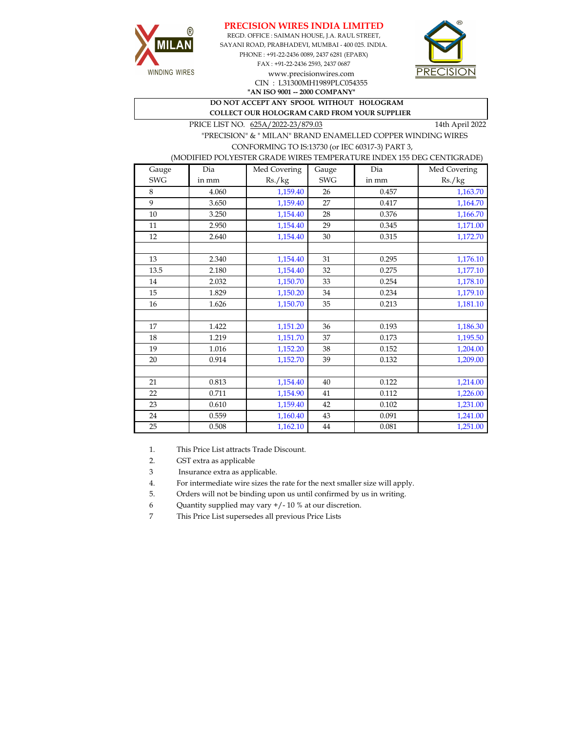# PRECISION WIRES INDIA LIMITED

MILAN WINDING WIRES

REGD. OFFICE : SAIMAN HOUSE, J.A. RAUL STREET,
SAYANI ROAD, PRABHADEVI, MUMBAI - 400 025. INDIA.
PHONE : +91-22-2436 0089, 2437 6281 (EPABX)
FAX : +91-22-2436 2593, 2437 0687
www.precisionwires.com
CIN : L31300MH1989PLC054355
**"AN ISO 9001 -- 2000 COMPANY"**

PRECISION

**DO NOT ACCEPT ANY SPOOL WITHOUT HOLOGRAM**
**COLLECT OUR HOLOGRAM CARD FROM YOUR SUPPLIER**

PRICE LIST NO. 625A/2022-23/879.03 — 14th April 2022

"PRECISION" & " MILAN" BRAND ENAMELLED COPPER WINDING WIRES
CONFORMING TO IS:13730 (or IEC 60317-3) PART 3,
(MODIFIED POLYESTER GRADE WIRES TEMPERATURE INDEX 155 DEG CENTIGRADE)

| Gauge SWG | Dia in mm | Med Covering Rs./kg | Gauge SWG | Dia in mm | Med Covering Rs./kg |
|---|---|---|---|---|---|
| 8 | 4.060 | 1,159.40 | 26 | 0.457 | 1,163.70 |
| 9 | 3.650 | 1,159.40 | 27 | 0.417 | 1,164.70 |
| 10 | 3.250 | 1,154.40 | 28 | 0.376 | 1,166.70 |
| 11 | 2.950 | 1,154.40 | 29 | 0.345 | 1,171.00 |
| 12 | 2.640 | 1,154.40 | 30 | 0.315 | 1,172.70 |
| | | | | | |
| 13 | 2.340 | 1,154.40 | 31 | 0.295 | 1,176.10 |
| 13.5 | 2.180 | 1,154.40 | 32 | 0.275 | 1,177.10 |
| 14 | 2.032 | 1,150.70 | 33 | 0.254 | 1,178.10 |
| 15 | 1.829 | 1,150.20 | 34 | 0.234 | 1,179.10 |
| 16 | 1.626 | 1,150.70 | 35 | 0.213 | 1,181.10 |
| | | | | | |
| 17 | 1.422 | 1,151.20 | 36 | 0.193 | 1,186.30 |
| 18 | 1.219 | 1,151.70 | 37 | 0.173 | 1,195.50 |
| 19 | 1.016 | 1,152.20 | 38 | 0.152 | 1,204.00 |
| 20 | 0.914 | 1,152.70 | 39 | 0.132 | 1,209.00 |
| | | | | | |
| 21 | 0.813 | 1,154.40 | 40 | 0.122 | 1,214.00 |
| 22 | 0.711 | 1,154.90 | 41 | 0.112 | 1,226.00 |
| 23 | 0.610 | 1,159.40 | 42 | 0.102 | 1,231.00 |
| 24 | 0.559 | 1,160.40 | 43 | 0.091 | 1,241.00 |
| 25 | 0.508 | 1,162.10 | 44 | 0.081 | 1,251.00 |

1. This Price List attracts Trade Discount.
2. GST extra as applicable
3. Insurance extra as applicable.
4. For intermediate wire sizes the rate for the next smaller size will apply.
5. Orders will not be binding upon us until confirmed by us in writing.
6. Quantity supplied may vary +/- 10 % at our discretion.
7. This Price List supersedes all previous Price Lists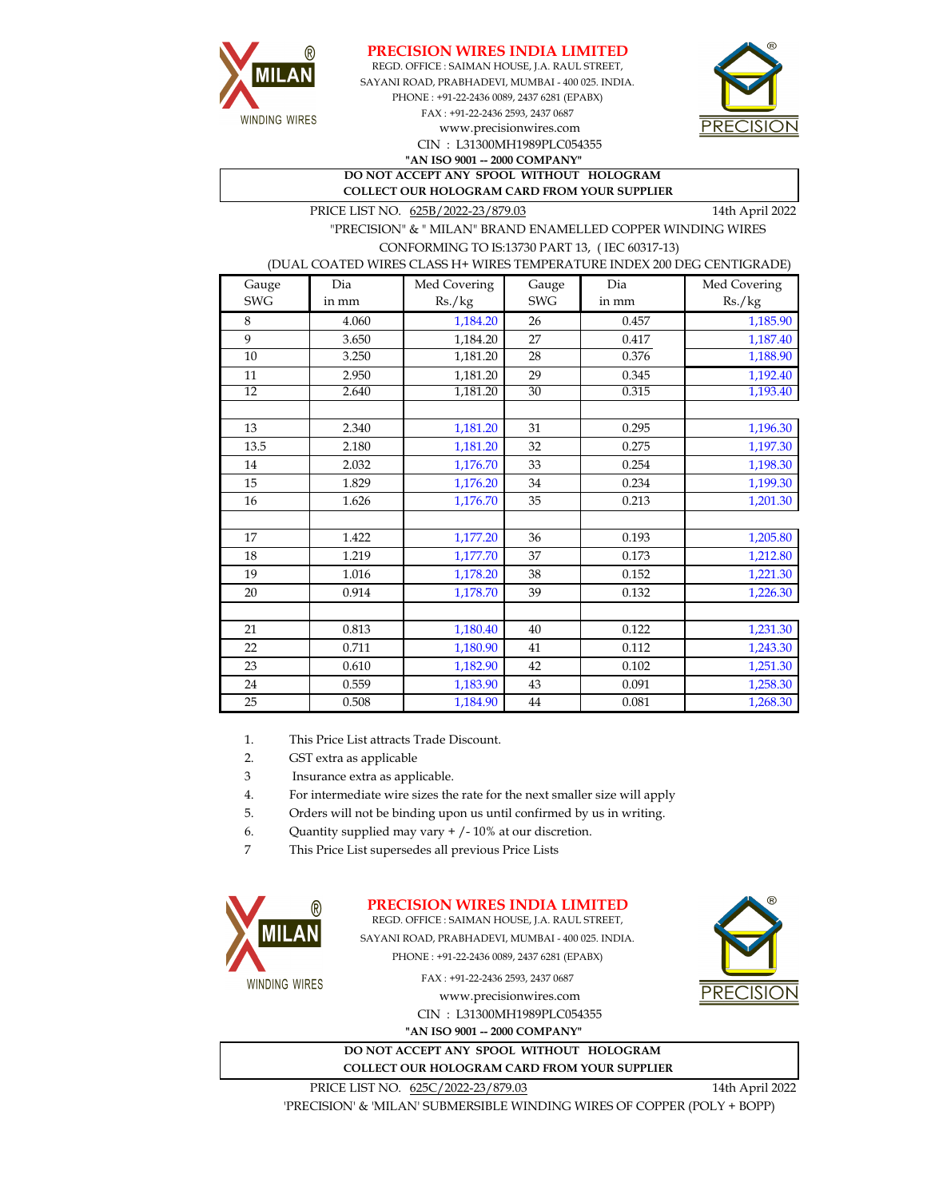**PRECISION WIRES INDIA LIMITED**

REGD. OFFICE : SAIMAN HOUSE, J.A. RAUL STREET,
SAYANI ROAD, PRABHADEVI, MUMBAI - 400 025. INDIA.
PHONE : +91-22-2436 0089, 2437 6281 (EPABX)
FAX : +91-22-2436 2593, 2437 0687
www.precisionwires.com
CIN : L31300MH1989PLC054355
**"AN ISO 9001 -- 2000 COMPANY"**

**DO NOT ACCEPT ANY SPOOL WITHOUT HOLOGRAM**
**COLLECT OUR HOLOGRAM CARD FROM YOUR SUPPLIER**

PRICE LIST NO. 625B/2022-23/879.03 — 14th April 2022

"PRECISION" & " MILAN" BRAND ENAMELLED COPPER WINDING WIRES
CONFORMING TO IS:13730 PART 13, ( IEC 60317-13)
(DUAL COATED WIRES CLASS H+ WIRES TEMPERATURE INDEX 200 DEG CENTIGRADE)

| Gauge SWG | Dia in mm | Med Covering Rs./kg | Gauge SWG | Dia in mm | Med Covering Rs./kg |
|---|---|---|---|---|---|
| 8 | 4.060 | 1,184.20 | 26 | 0.457 | 1,185.90 |
| 9 | 3.650 | 1,184.20 | 27 | 0.417 | 1,187.40 |
| 10 | 3.250 | 1,181.20 | 28 | 0.376 | 1,188.90 |
| 11 | 2.950 | 1,181.20 | 29 | 0.345 | 1,192.40 |
| 12 | 2.640 | 1,181.20 | 30 | 0.315 | 1,193.40 |
| | | | | | |
| 13 | 2.340 | 1,181.20 | 31 | 0.295 | 1,196.30 |
| 13.5 | 2.180 | 1,181.20 | 32 | 0.275 | 1,197.30 |
| 14 | 2.032 | 1,176.70 | 33 | 0.254 | 1,198.30 |
| 15 | 1.829 | 1,176.20 | 34 | 0.234 | 1,199.30 |
| 16 | 1.626 | 1,176.70 | 35 | 0.213 | 1,201.30 |
| | | | | | |
| 17 | 1.422 | 1,177.20 | 36 | 0.193 | 1,205.80 |
| 18 | 1.219 | 1,177.70 | 37 | 0.173 | 1,212.80 |
| 19 | 1.016 | 1,178.20 | 38 | 0.152 | 1,221.30 |
| 20 | 0.914 | 1,178.70 | 39 | 0.132 | 1,226.30 |
| | | | | | |
| 21 | 0.813 | 1,180.40 | 40 | 0.122 | 1,231.30 |
| 22 | 0.711 | 1,180.90 | 41 | 0.112 | 1,243.30 |
| 23 | 0.610 | 1,182.90 | 42 | 0.102 | 1,251.30 |
| 24 | 0.559 | 1,183.90 | 43 | 0.091 | 1,258.30 |
| 25 | 0.508 | 1,184.90 | 44 | 0.081 | 1,268.30 |

1. This Price List attracts Trade Discount.
2. GST extra as applicable
3. Insurance extra as applicable.
4. For intermediate wire sizes the rate for the next smaller size will apply
5. Orders will not be binding upon us until confirmed by us in writing.
6. Quantity supplied may vary + /- 10% at our discretion.
7. This Price List supersedes all previous Price Lists

**PRECISION WIRES INDIA LIMITED**

REGD. OFFICE : SAIMAN HOUSE, J.A. RAUL STREET,
SAYANI ROAD, PRABHADEVI, MUMBAI - 400 025. INDIA.
PHONE : +91-22-2436 0089, 2437 6281 (EPABX)
FAX : +91-22-2436 2593, 2437 0687
www.precisionwires.com
CIN : L31300MH1989PLC054355
**"AN ISO 9001 -- 2000 COMPANY"**

**DO NOT ACCEPT ANY SPOOL WITHOUT HOLOGRAM**
**COLLECT OUR HOLOGRAM CARD FROM YOUR SUPPLIER**

PRICE LIST NO. 625C/2022-23/879.03 — 14th April 2022

'PRECISION' & 'MILAN' SUBMERSIBLE WINDING WIRES OF COPPER (POLY + BOPP)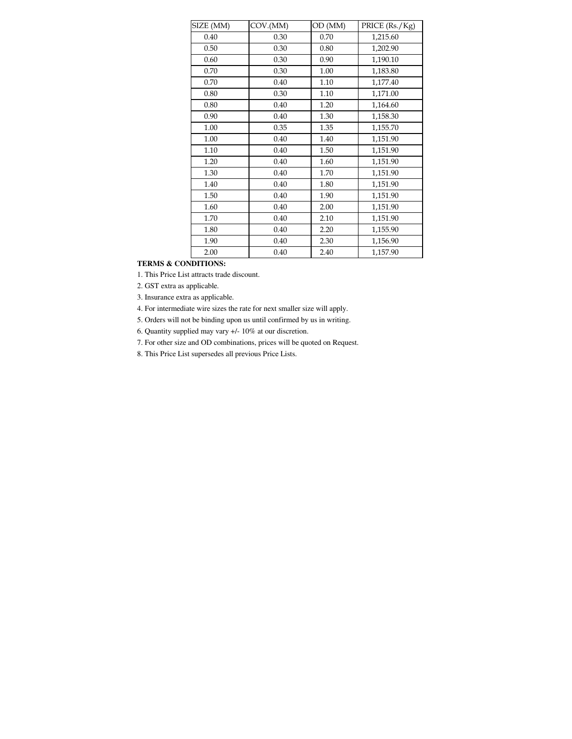| SIZE (MM) | COV.(MM) | OD (MM) | PRICE (Rs./Kg) |
|---|---|---|---|
| 0.40 | 0.30 | 0.70 | 1,215.60 |
| 0.50 | 0.30 | 0.80 | 1,202.90 |
| 0.60 | 0.30 | 0.90 | 1,190.10 |
| 0.70 | 0.30 | 1.00 | 1,183.80 |
| 0.70 | 0.40 | 1.10 | 1,177.40 |
| 0.80 | 0.30 | 1.10 | 1,171.00 |
| 0.80 | 0.40 | 1.20 | 1,164.60 |
| 0.90 | 0.40 | 1.30 | 1,158.30 |
| 1.00 | 0.35 | 1.35 | 1,155.70 |
| 1.00 | 0.40 | 1.40 | 1,151.90 |
| 1.10 | 0.40 | 1.50 | 1,151.90 |
| 1.20 | 0.40 | 1.60 | 1,151.90 |
| 1.30 | 0.40 | 1.70 | 1,151.90 |
| 1.40 | 0.40 | 1.80 | 1,151.90 |
| 1.50 | 0.40 | 1.90 | 1,151.90 |
| 1.60 | 0.40 | 2.00 | 1,151.90 |
| 1.70 | 0.40 | 2.10 | 1,151.90 |
| 1.80 | 0.40 | 2.20 | 1,155.90 |
| 1.90 | 0.40 | 2.30 | 1,156.90 |
| 2.00 | 0.40 | 2.40 | 1,157.90 |

**TERMS & CONDITIONS:**

1. This Price List attracts trade discount.
2. GST extra as applicable.
3. Insurance extra as applicable.
4. For intermediate wire sizes the rate for next smaller size will apply.
5. Orders will not be binding upon us until confirmed by us in writing.
6. Quantity supplied may vary +/- 10% at our discretion.
7. For other size and OD combinations, prices will be quoted on Request.
8. This Price List supersedes all previous Price Lists.